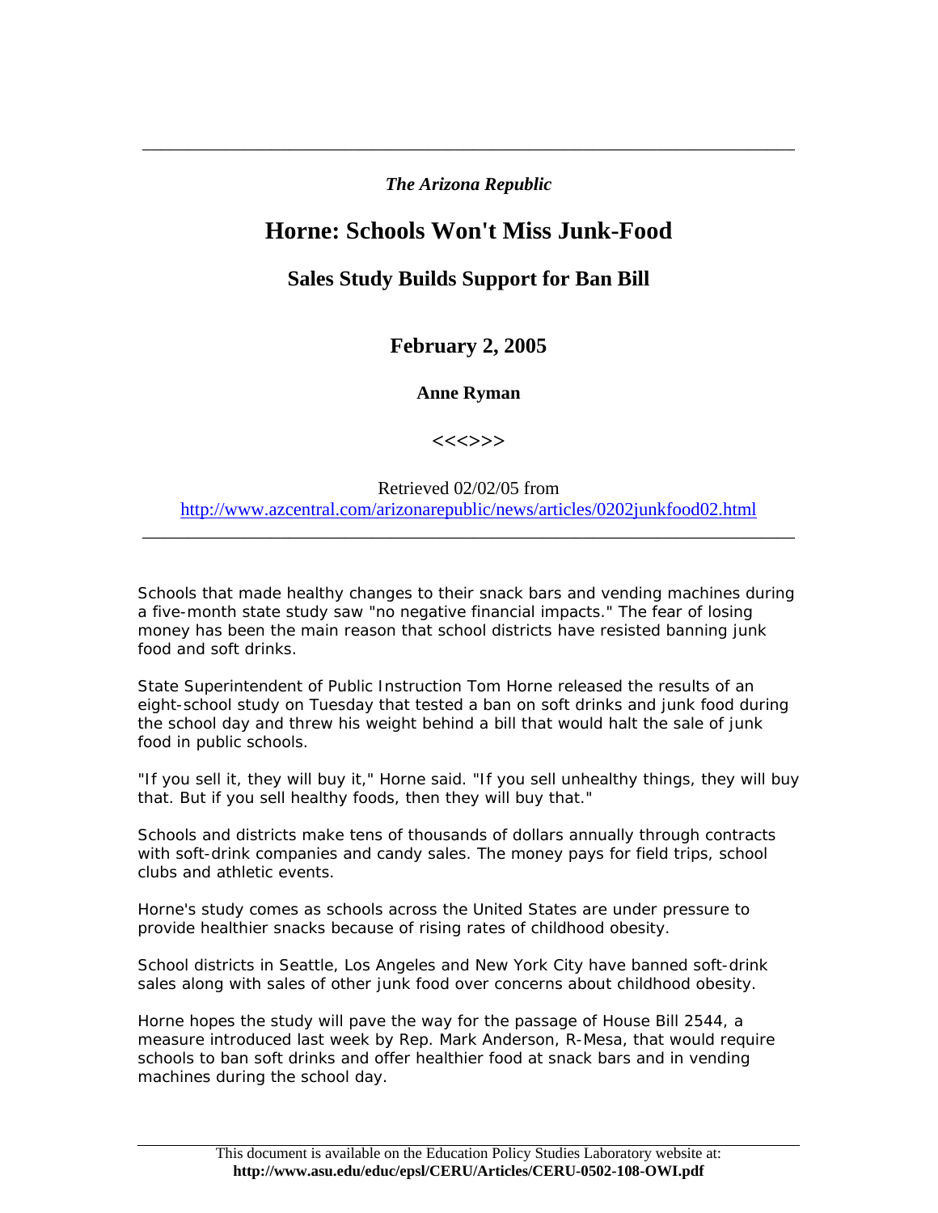*The Arizona Republic*

# Horne: Schools Won't Miss Junk-Food

## Sales Study Builds Support for Ban Bill

### February 2, 2005

**Anne Ryman**

**<<<>>>**

Retrieved 02/02/05 from
http://www.azcentral.com/arizonarepublic/news/articles/0202junkfood02.html

---

Schools that made healthy changes to their snack bars and vending machines during a five-month state study saw "no negative financial impacts." The fear of losing money has been the main reason that school districts have resisted banning junk food and soft drinks.

State Superintendent of Public Instruction Tom Horne released the results of an eight-school study on Tuesday that tested a ban on soft drinks and junk food during the school day and threw his weight behind a bill that would halt the sale of junk food in public schools.

"If you sell it, they will buy it," Horne said. "If you sell unhealthy things, they will buy that. But if you sell healthy foods, then they will buy that."

Schools and districts make tens of thousands of dollars annually through contracts with soft-drink companies and candy sales. The money pays for field trips, school clubs and athletic events.

Horne's study comes as schools across the United States are under pressure to provide healthier snacks because of rising rates of childhood obesity.

School districts in Seattle, Los Angeles and New York City have banned soft-drink sales along with sales of other junk food over concerns about childhood obesity.

Horne hopes the study will pave the way for the passage of House Bill 2544, a measure introduced last week by Rep. Mark Anderson, R-Mesa, that would require schools to ban soft drinks and offer healthier food at snack bars and in vending machines during the school day.

This document is available on the Education Policy Studies Laboratory website at:
**http://www.asu.edu/educ/epsl/CERU/Articles/CERU-0502-108-OWI.pdf**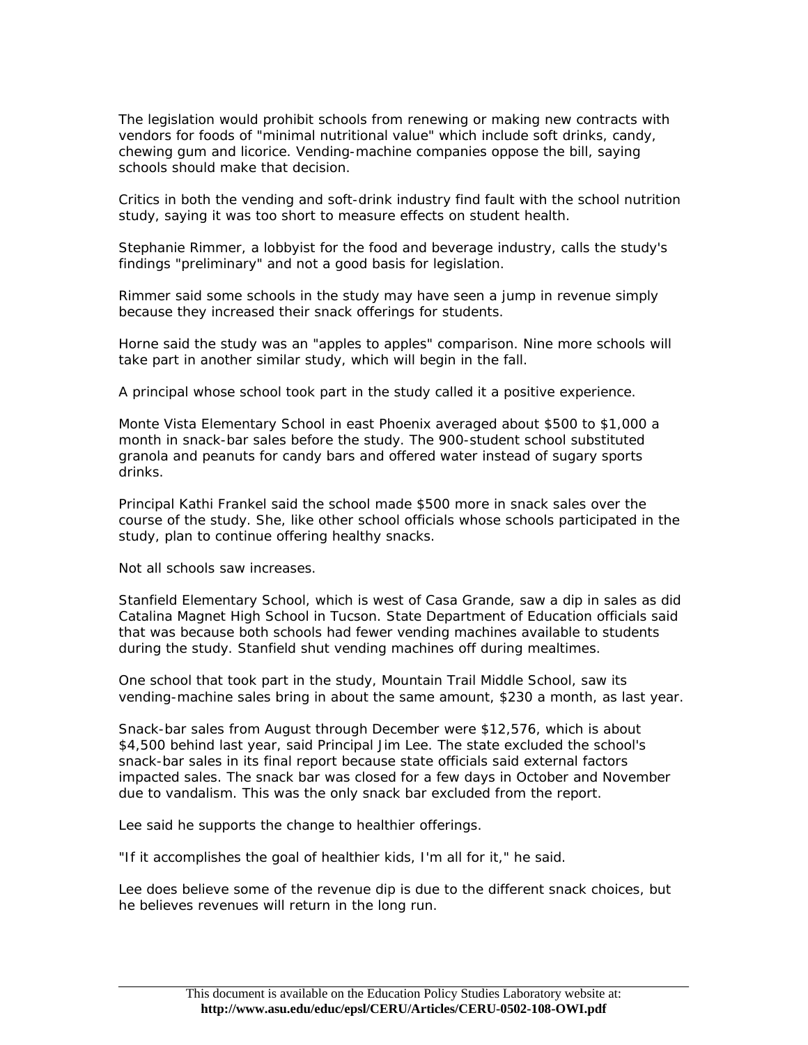The legislation would prohibit schools from renewing or making new contracts with vendors for foods of "minimal nutritional value" which include soft drinks, candy, chewing gum and licorice. Vending-machine companies oppose the bill, saying schools should make that decision.

Critics in both the vending and soft-drink industry find fault with the school nutrition study, saying it was too short to measure effects on student health.

Stephanie Rimmer, a lobbyist for the food and beverage industry, calls the study's findings "preliminary" and not a good basis for legislation.

Rimmer said some schools in the study may have seen a jump in revenue simply because they increased their snack offerings for students.

Horne said the study was an "apples to apples" comparison. Nine more schools will take part in another similar study, which will begin in the fall.

A principal whose school took part in the study called it a positive experience.

Monte Vista Elementary School in east Phoenix averaged about $500 to $1,000 a month in snack-bar sales before the study. The 900-student school substituted granola and peanuts for candy bars and offered water instead of sugary sports drinks.

Principal Kathi Frankel said the school made $500 more in snack sales over the course of the study. She, like other school officials whose schools participated in the study, plan to continue offering healthy snacks.

Not all schools saw increases.

Stanfield Elementary School, which is west of Casa Grande, saw a dip in sales as did Catalina Magnet High School in Tucson. State Department of Education officials said that was because both schools had fewer vending machines available to students during the study. Stanfield shut vending machines off during mealtimes.

One school that took part in the study, Mountain Trail Middle School, saw its vending-machine sales bring in about the same amount, $230 a month, as last year.

Snack-bar sales from August through December were $12,576, which is about $4,500 behind last year, said Principal Jim Lee. The state excluded the school's snack-bar sales in its final report because state officials said external factors impacted sales. The snack bar was closed for a few days in October and November due to vandalism. This was the only snack bar excluded from the report.

Lee said he supports the change to healthier offerings.

"If it accomplishes the goal of healthier kids, I'm all for it," he said.

Lee does believe some of the revenue dip is due to the different snack choices, but he believes revenues will return in the long run.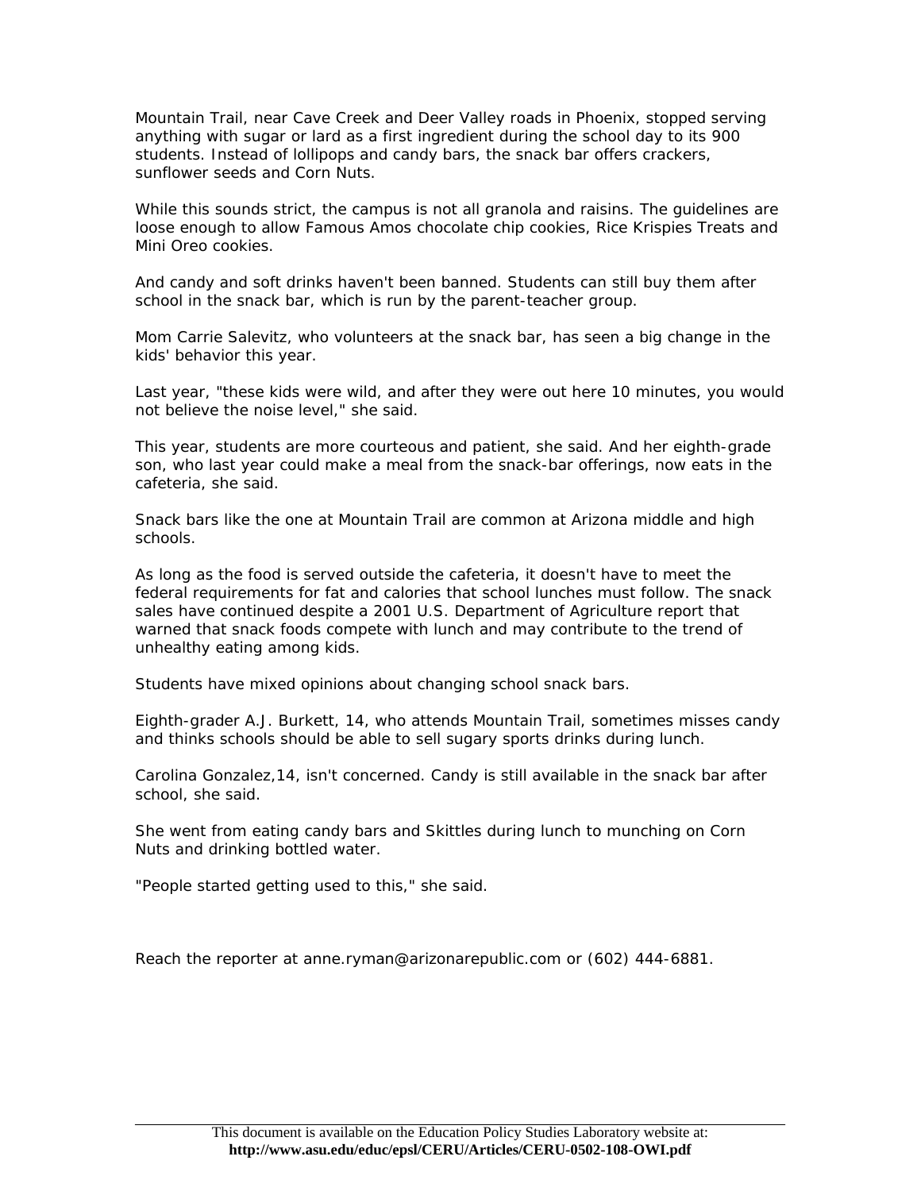Mountain Trail, near Cave Creek and Deer Valley roads in Phoenix, stopped serving anything with sugar or lard as a first ingredient during the school day to its 900 students. Instead of lollipops and candy bars, the snack bar offers crackers, sunflower seeds and Corn Nuts.

While this sounds strict, the campus is not all granola and raisins. The guidelines are loose enough to allow Famous Amos chocolate chip cookies, Rice Krispies Treats and Mini Oreo cookies.

And candy and soft drinks haven't been banned. Students can still buy them after school in the snack bar, which is run by the parent-teacher group.

Mom Carrie Salevitz, who volunteers at the snack bar, has seen a big change in the kids' behavior this year.

Last year, "these kids were wild, and after they were out here 10 minutes, you would not believe the noise level," she said.

This year, students are more courteous and patient, she said. And her eighth-grade son, who last year could make a meal from the snack-bar offerings, now eats in the cafeteria, she said.

Snack bars like the one at Mountain Trail are common at Arizona middle and high schools.

As long as the food is served outside the cafeteria, it doesn't have to meet the federal requirements for fat and calories that school lunches must follow. The snack sales have continued despite a 2001 U.S. Department of Agriculture report that warned that snack foods compete with lunch and may contribute to the trend of unhealthy eating among kids.

Students have mixed opinions about changing school snack bars.

Eighth-grader A.J. Burkett, 14, who attends Mountain Trail, sometimes misses candy and thinks schools should be able to sell sugary sports drinks during lunch.

Carolina Gonzalez,14, isn't concerned. Candy is still available in the snack bar after school, she said.

She went from eating candy bars and Skittles during lunch to munching on Corn Nuts and drinking bottled water.

"People started getting used to this," she said.

Reach the reporter at anne.ryman@arizonarepublic.com or (602) 444-6881.

This document is available on the Education Policy Studies Laboratory website at:
**http://www.asu.edu/educ/epsl/CERU/Articles/CERU-0502-108-OWI.pdf**